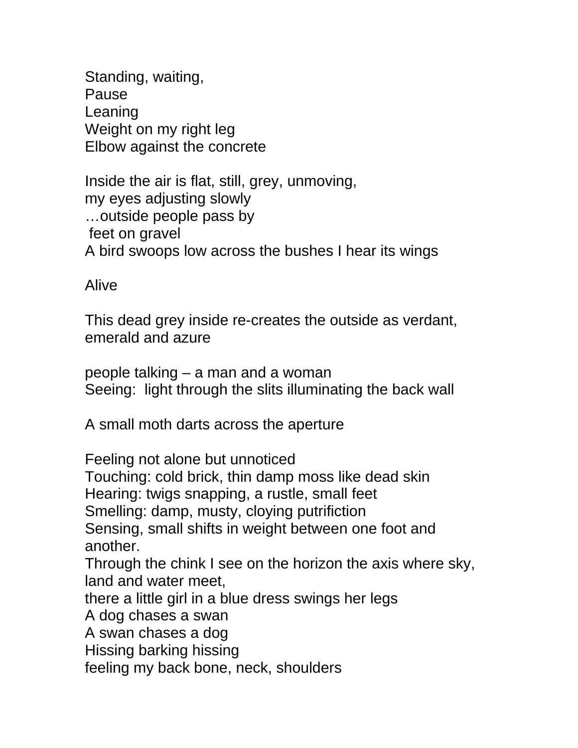Standing, waiting,
Pause
Leaning
Weight on my right leg
Elbow against the concrete

Inside the air is flat, still, grey, unmoving,
my eyes adjusting slowly
…outside people pass by
 feet on gravel
A bird swoops low across the bushes I hear its wings

Alive

This dead grey inside re-creates the outside as verdant, emerald and azure

people talking – a man and a woman
Seeing:  light through the slits illuminating the back wall

A small moth darts across the aperture

Feeling not alone but unnoticed
Touching: cold brick, thin damp moss like dead skin
Hearing: twigs snapping, a rustle, small feet
Smelling: damp, musty, cloying putrifiction
Sensing, small shifts in weight between one foot and another.
Through the chink I see on the horizon the axis where sky, land and water meet,
there a little girl in a blue dress swings her legs
A dog chases a swan
A swan chases a dog
Hissing barking hissing
feeling my back bone, neck, shoulders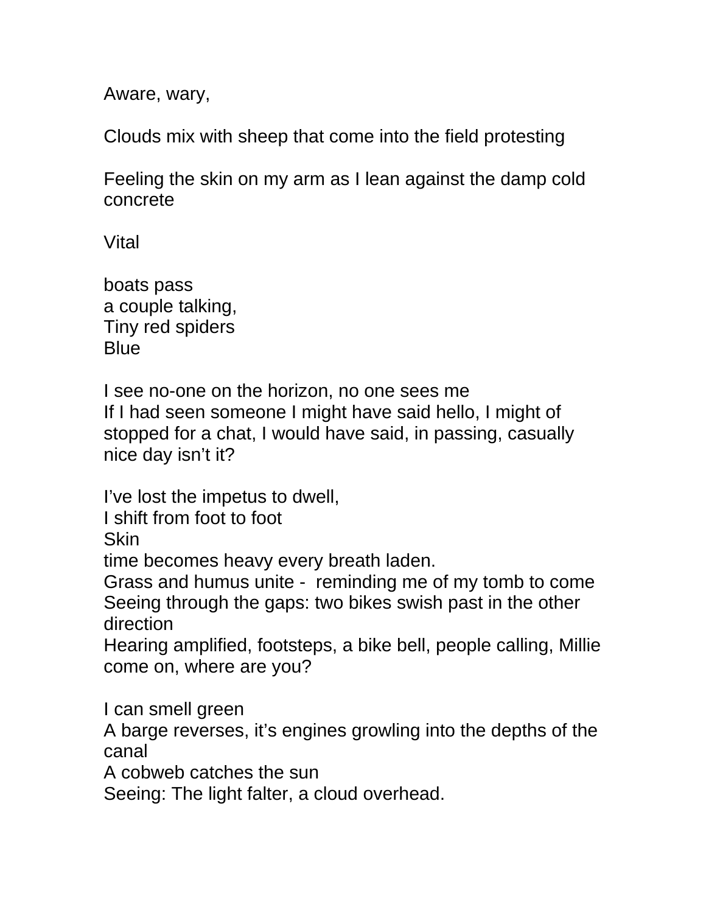Aware, wary,

Clouds mix with sheep that come into the field protesting

Feeling the skin on my arm as I lean against the damp cold concrete

Vital

boats pass  
a couple talking,  
Tiny red spiders  
Blue

I see no-one on the horizon, no one sees me  
If I had seen someone I might have said hello, I might of stopped for a chat, I would have said, in passing, casually nice day isn't it?

I've lost the impetus to dwell,  
I shift from foot to foot  
Skin  
time becomes heavy every breath laden.  
Grass and humus unite -  reminding me of my tomb to come  
Seeing through the gaps: two bikes swish past in the other direction  
Hearing amplified, footsteps, a bike bell, people calling, Millie come on, where are you?

I can smell green  
A barge reverses, it's engines growling into the depths of the canal  
A cobweb catches the sun  
Seeing: The light falter, a cloud overhead.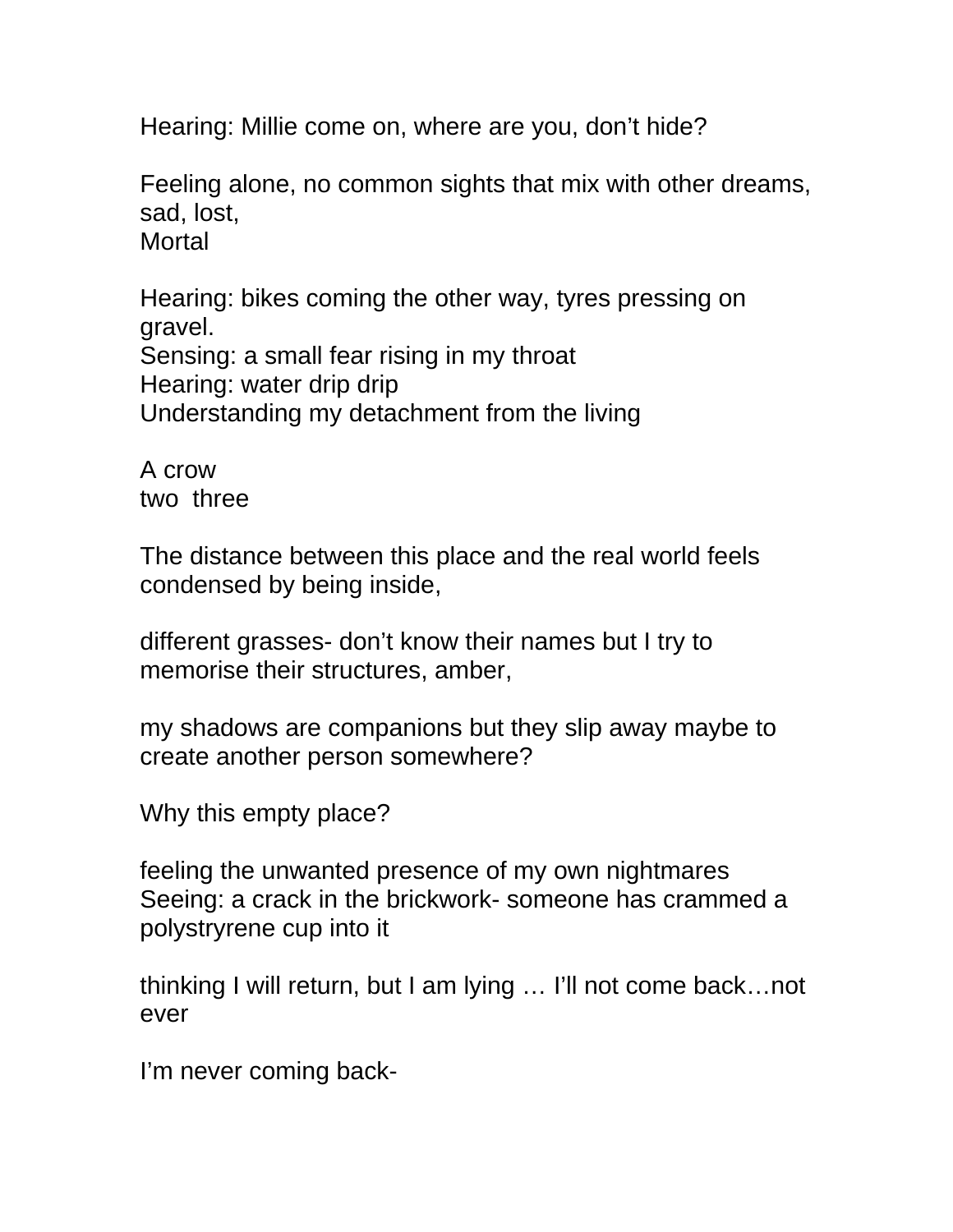Hearing: Millie come on, where are you, don't hide?

Feeling alone, no common sights that mix with other dreams, sad, lost,
Mortal

Hearing: bikes coming the other way, tyres pressing on gravel.
Sensing: a small fear rising in my throat
Hearing: water drip drip
Understanding my detachment from the living

A crow
two  three

The distance between this place and the real world feels condensed by being inside,

different grasses- don't know their names but I try to memorise their structures, amber,

my shadows are companions but they slip away maybe to create another person somewhere?

Why this empty place?

feeling the unwanted presence of my own nightmares
Seeing: a crack in the brickwork- someone has crammed a polystryrene cup into it

thinking I will return, but I am lying … I'll not come back…not ever

I'm never coming back-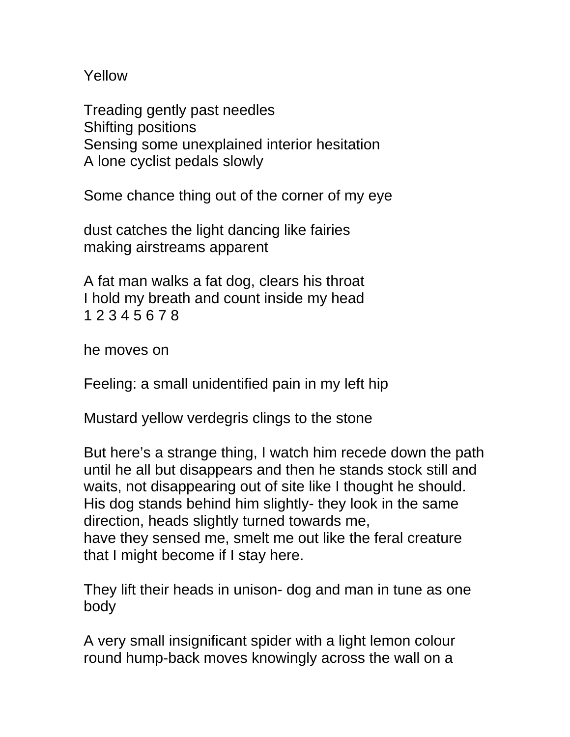Yellow

Treading gently past needles  
Shifting positions  
Sensing some unexplained interior hesitation  
A lone cyclist pedals slowly

Some chance thing out of the corner of my eye

dust catches the light dancing like fairies  
making airstreams apparent

A fat man walks a fat dog, clears his throat  
I hold my breath and count inside my head  
1 2 3 4 5 6 7 8

he moves on

Feeling: a small unidentified pain in my left hip

Mustard yellow verdegris clings to the stone

But here's a strange thing, I watch him recede down the path until he all but disappears and then he stands stock still and waits, not disappearing out of site like I thought he should. His dog stands behind him slightly- they look in the same direction, heads slightly turned towards me,  
have they sensed me, smelt me out like the feral creature that I might become if I stay here.

They lift their heads in unison- dog and man in tune as one body

A very small insignificant spider with a light lemon colour round hump-back moves knowingly across the wall on a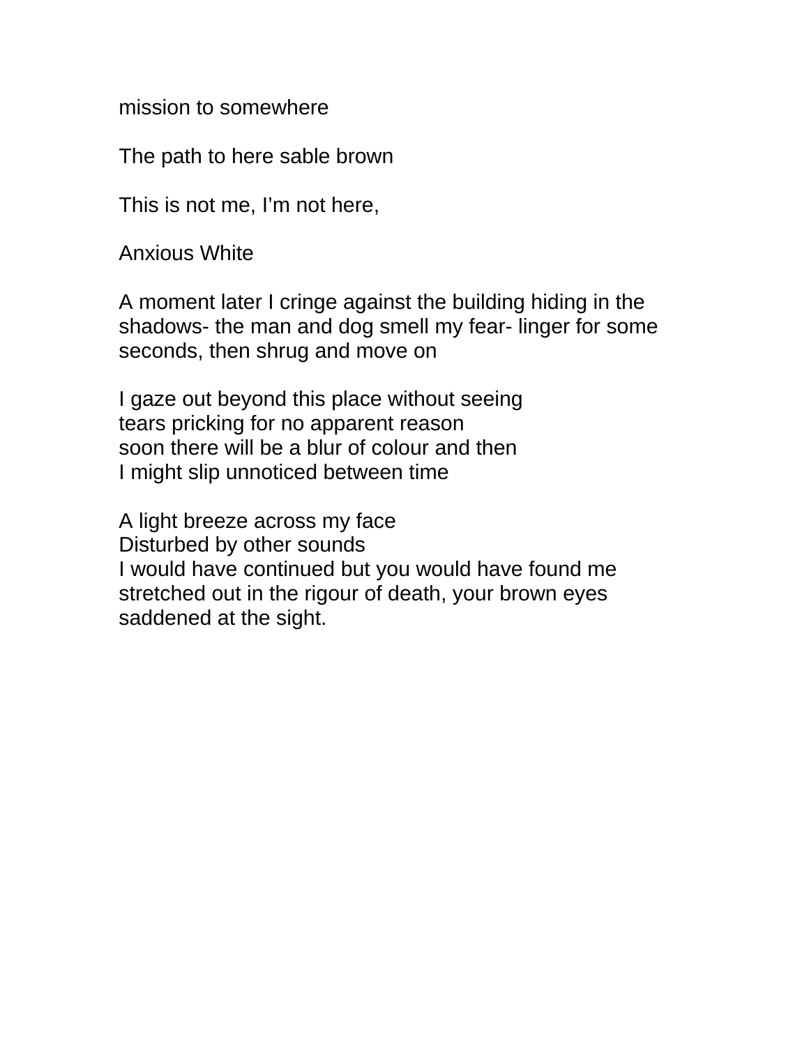mission to somewhere

The path to here sable brown

This is not me, I'm not here,

Anxious White

A moment later I cringe against the building hiding in the shadows- the man and dog smell my fear- linger for some seconds, then shrug and move on

I gaze out beyond this place without seeing
tears pricking for no apparent reason
soon there will be a blur of colour and then
I might slip unnoticed between time

A light breeze across my face
Disturbed by other sounds
I would have continued but you would have found me stretched out in the rigour of death, your brown eyes saddened at the sight.